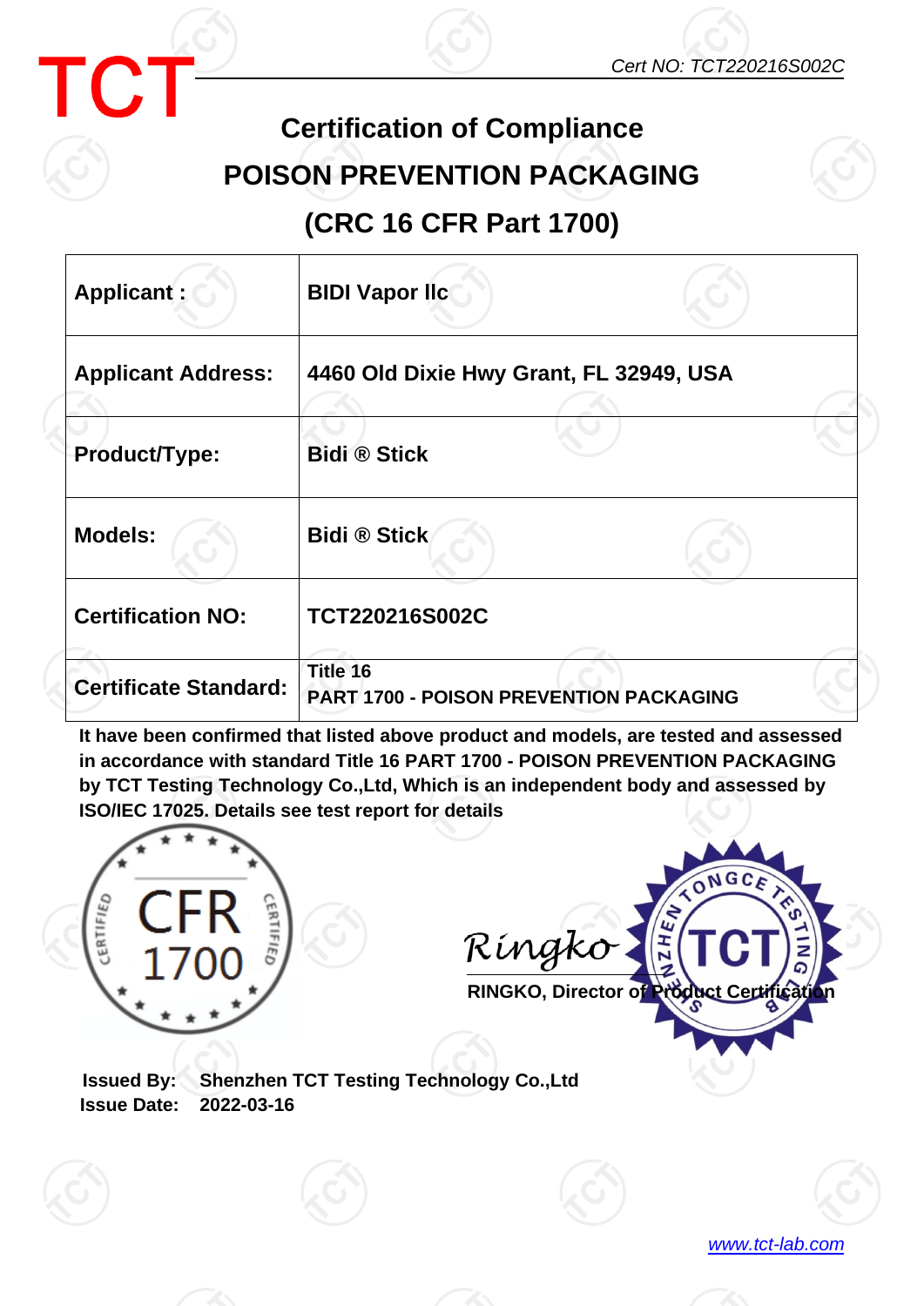TCT

*Cert NO: TCT220216S002C*

# Certification of Compliance

# POISON PREVENTION PACKAGING

# (CRC 16 CFR Part 1700)

| **Applicant :** | **BIDI Vapor llc** |
|---|---|
| **Applicant Address:** | **4460 Old Dixie Hwy Grant, FL 32949, USA** |
| **Product/Type:** | **Bidi ® Stick** |
| **Models:** | **Bidi ® Stick** |
| **Certification NO:** | **TCT220216S002C** |
| **Certificate Standard:** | **Title 16**<br>**PART 1700 - POISON PREVENTION PACKAGING** |

**It have been confirmed that listed above product and models, are tested and assessed in accordance with standard Title 16 PART 1700 - POISON PREVENTION PACKAGING by TCT Testing Technology Co.,Ltd, Which is an independent body and assessed by ISO/IEC 17025. Details see test report for details**

CERTIFIED CFR 1700 CERTIFIED

Ringko

**RINGKO, Director of Product Certification**

SHENZHEN TONGCE TESTING LAB TCT

**Issued By:** **Shenzhen TCT Testing Technology Co.,Ltd**

**Issue Date:** **2022-03-16**

www.tct-lab.com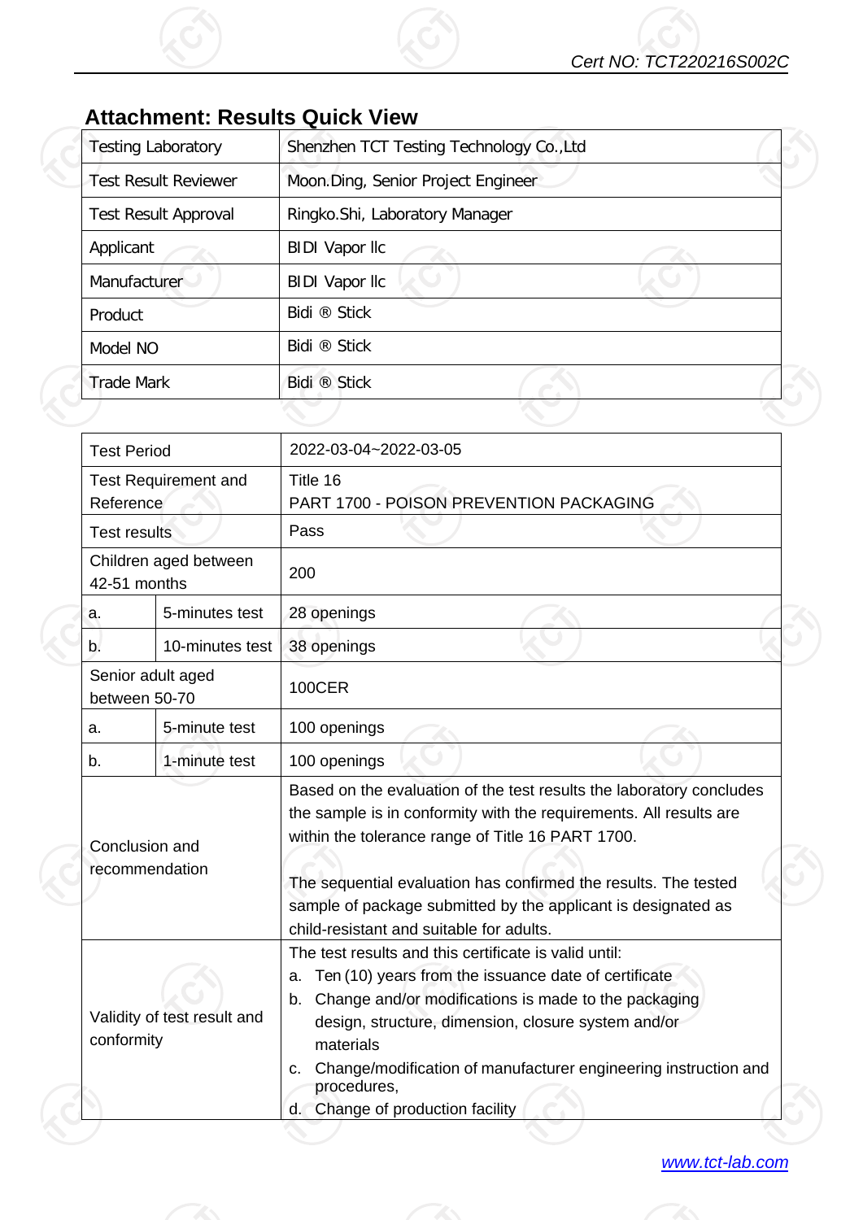## Attachment: Results Quick View

| | |
|---|---|
| Testing Laboratory | Shenzhen TCT Testing Technology Co.,Ltd |
| Test Result Reviewer | Moon.Ding, Senior Project Engineer |
| Test Result Approval | Ringko.Shi, Laboratory Manager |
| Applicant | BIDI Vapor llc |
| Manufacturer | BIDI Vapor llc |
| Product | Bidi ® Stick |
| Model NO | Bidi ® Stick |
| Trade Mark | Bidi ® Stick |

| | | |
|---|---|---|
| Test Period | | 2022-03-04~2022-03-05 |
| Test Requirement and Reference | | Title 16<br>PART 1700 - POISON PREVENTION PACKAGING |
| Test results | | Pass |
| Children aged between 42-51 months | | 200 |
| a. | 5-minutes test | 28 openings |
| b. | 10-minutes test | 38 openings |
| Senior adult aged between 50-70 | | 100CER |
| a. | 5-minute test | 100 openings |
| b. | 1-minute test | 100 openings |
| Conclusion and recommendation | | Based on the evaluation of the test results the laboratory concludes the sample is in conformity with the requirements. All results are within the tolerance range of Title 16 PART 1700.<br><br>The sequential evaluation has confirmed the results. The tested sample of package submitted by the applicant is designated as child-resistant and suitable for adults. |
| Validity of test result and conformity | | The test results and this certificate is valid until:<br>a. Ten (10) years from the issuance date of certificate<br>b. Change and/or modifications is made to the packaging design, structure, dimension, closure system and/or materials<br>c. Change/modification of manufacturer engineering instruction and procedures,<br>d. Change of production facility |